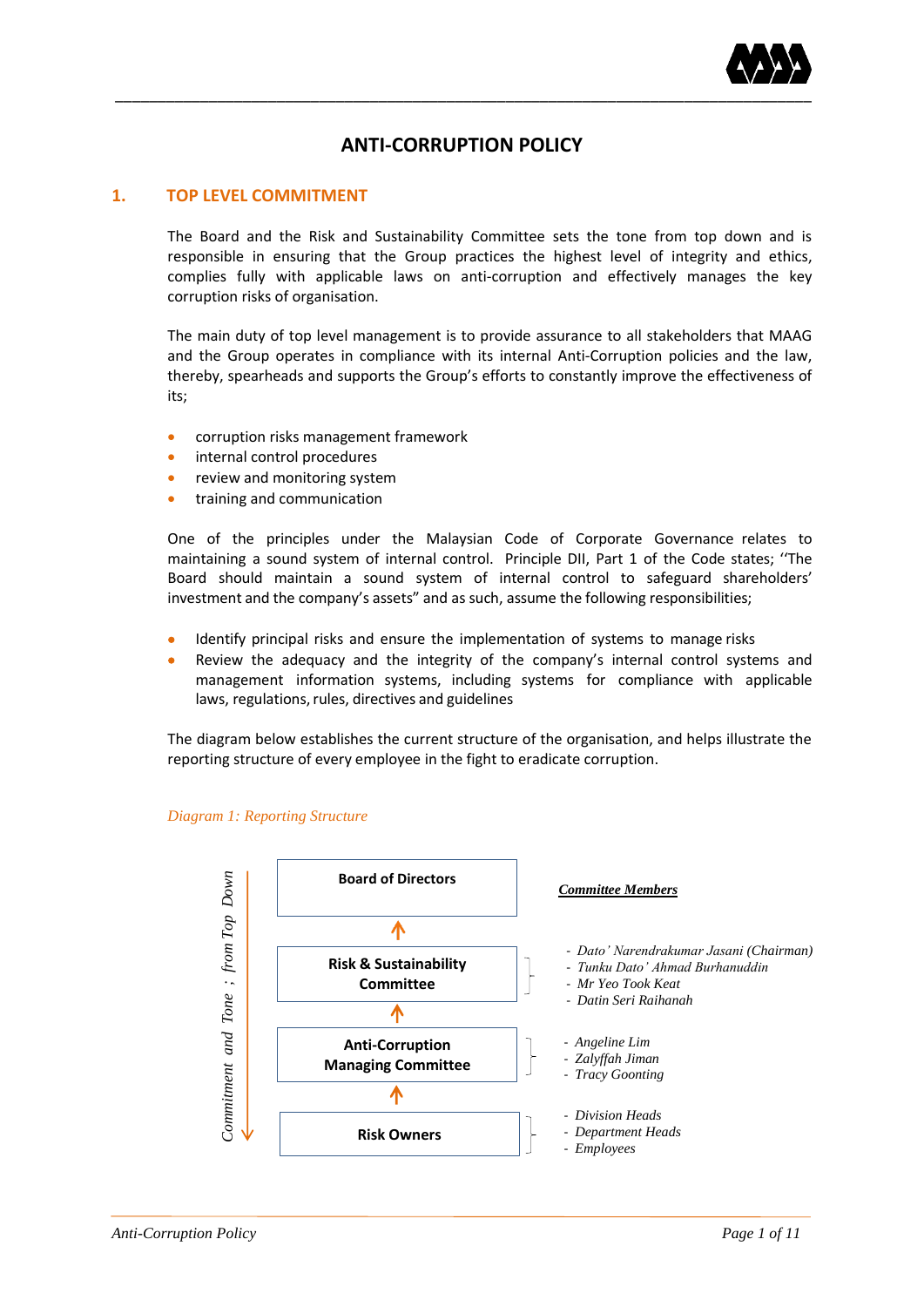# ANTI-CORRUPTION POLICY

## 1. TOP LEVEL COMMITMENT

The Board and the Risk and Sustainability Committee sets the tone from top down and is responsible in ensuring that the Group practices the highest level of integrity and ethics, complies fully with applicable laws on anti-corruption and effectively manages the key corruption risks of organisation.

The main duty of top level management is to provide assurance to all stakeholders that MAAG and the Group operates in compliance with its internal Anti-Corruption policies and the law, thereby, spearheads and supports the Group's efforts to constantly improve the effectiveness of its;

- corruption risks management framework
- internal control procedures
- review and monitoring system
- training and communication

One of the principles under the Malaysian Code of Corporate Governance relates to maintaining a sound system of internal control. Principle DII, Part 1 of the Code states; ''The Board should maintain a sound system of internal control to safeguard shareholders' investment and the company's assets" and as such, assume the following responsibilities;

- Identify principal risks and ensure the implementation of systems to manage risks
- Review the adequacy and the integrity of the company's internal control systems and management information systems, including systems for compliance with applicable laws, regulations, rules, directives and guidelines

The diagram below establishes the current structure of the organisation, and helps illustrate the reporting structure of every employee in the fight to eradicate corruption.

*Diagram 1: Reporting Structure*

*Commitment and Tone ; from Top Down*

**Board of Directors**

↑

**Risk & Sustainability Committee**
- *Dato' Narendrakumar Jasani (Chairman)*
- *Tunku Dato' Ahmad Burhanuddin*
- *Mr Yeo Took Keat*
- *Datin Seri Raihanah*

↑

**Anti-Corruption Managing Committee**
- *Angeline Lim*
- *Zalyffah Jiman*
- *Tracy Goonting*

↑

**Risk Owners**
- *Division Heads*
- *Department Heads*
- *Employees*

***Committee Members***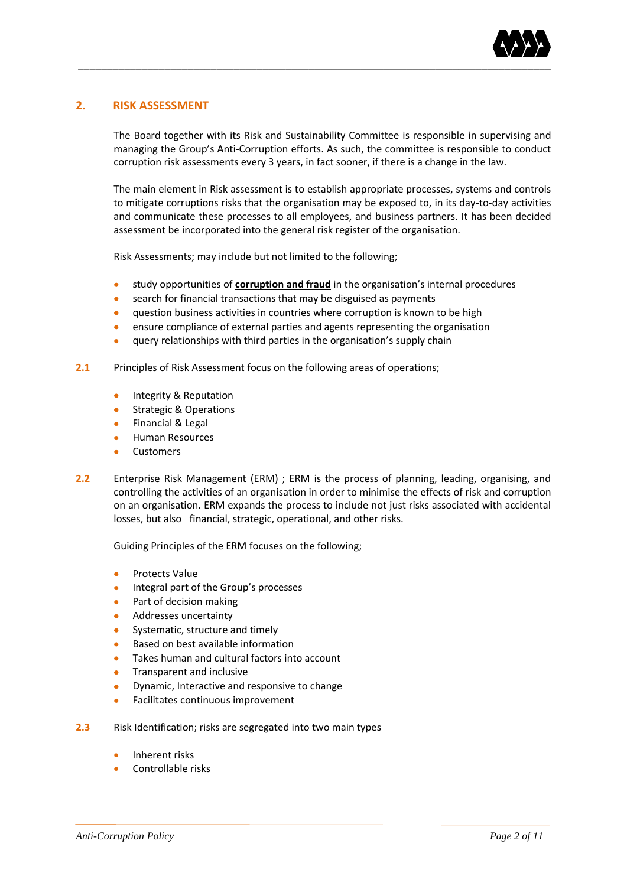## 2. RISK ASSESSMENT

The Board together with its Risk and Sustainability Committee is responsible in supervising and managing the Group's Anti-Corruption efforts. As such, the committee is responsible to conduct corruption risk assessments every 3 years, in fact sooner, if there is a change in the law.

The main element in Risk assessment is to establish appropriate processes, systems and controls to mitigate corruptions risks that the organisation may be exposed to, in its day-to-day activities and communicate these processes to all employees, and business partners. It has been decided assessment be incorporated into the general risk register of the organisation.

Risk Assessments; may include but not limited to the following;

- study opportunities of **corruption and fraud** in the organisation's internal procedures
- search for financial transactions that may be disguised as payments
- question business activities in countries where corruption is known to be high
- ensure compliance of external parties and agents representing the organisation
- query relationships with third parties in the organisation's supply chain

**2.1** Principles of Risk Assessment focus on the following areas of operations;

- Integrity & Reputation
- Strategic & Operations
- Financial & Legal
- Human Resources
- Customers

**2.2** Enterprise Risk Management (ERM) ; ERM is the process of planning, leading, organising, and controlling the activities of an organisation in order to minimise the effects of risk and corruption on an organisation. ERM expands the process to include not just risks associated with accidental losses, but also financial, strategic, operational, and other risks.

Guiding Principles of the ERM focuses on the following;

- Protects Value
- Integral part of the Group's processes
- Part of decision making
- Addresses uncertainty
- Systematic, structure and timely
- Based on best available information
- Takes human and cultural factors into account
- Transparent and inclusive
- Dynamic, Interactive and responsive to change
- Facilitates continuous improvement

**2.3** Risk Identification; risks are segregated into two main types

- Inherent risks
- Controllable risks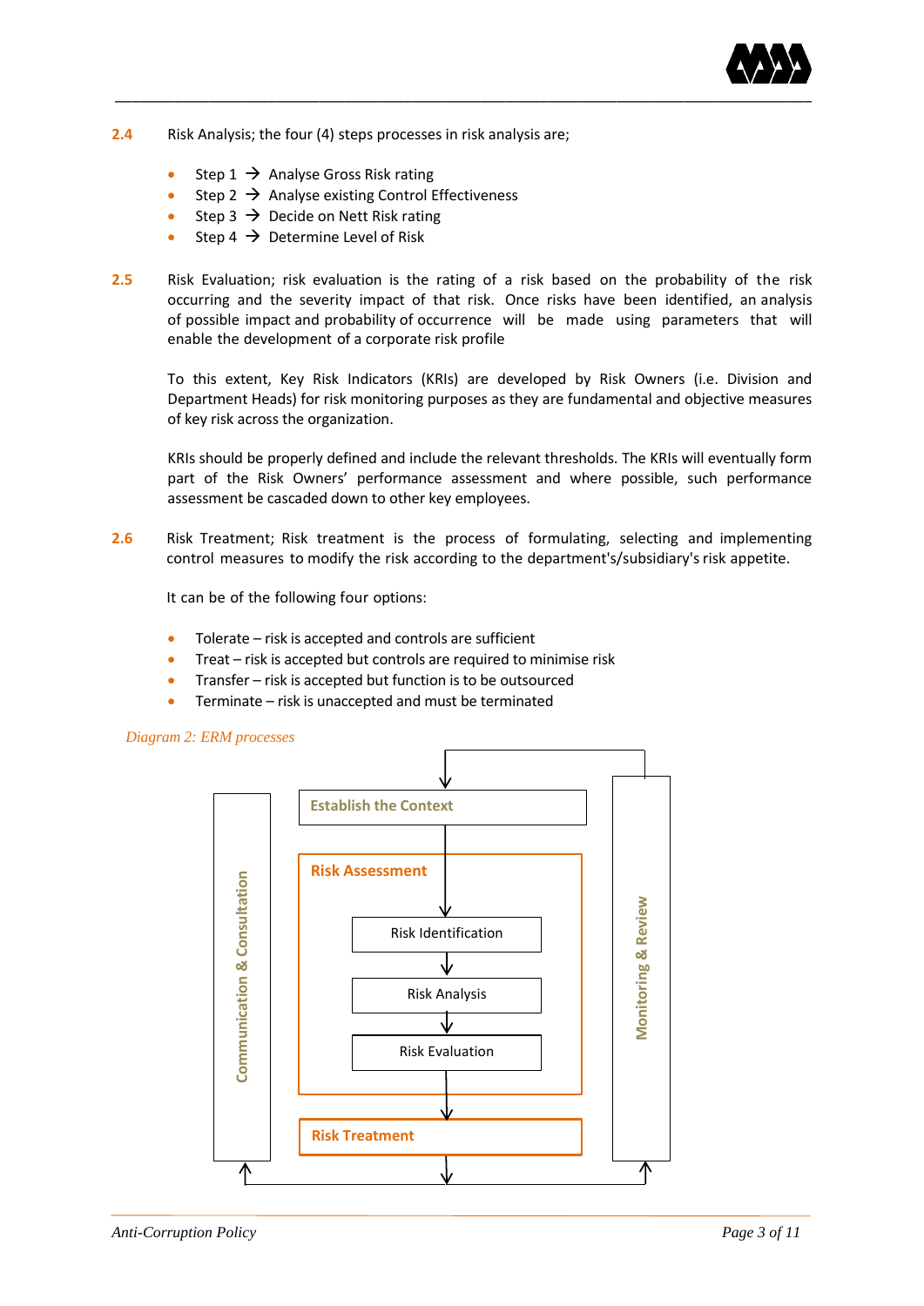**2.4** Risk Analysis; the four (4) steps processes in risk analysis are;

- Step 1 → Analyse Gross Risk rating
- Step 2 → Analyse existing Control Effectiveness
- Step 3 → Decide on Nett Risk rating
- Step 4 → Determine Level of Risk

**2.5** Risk Evaluation; risk evaluation is the rating of a risk based on the probability of the risk occurring and the severity impact of that risk. Once risks have been identified, an analysis of possible impact and probability of occurrence will be made using parameters that will enable the development of a corporate risk profile

To this extent, Key Risk Indicators (KRIs) are developed by Risk Owners (i.e. Division and Department Heads) for risk monitoring purposes as they are fundamental and objective measures of key risk across the organization.

KRIs should be properly defined and include the relevant thresholds. The KRIs will eventually form part of the Risk Owners' performance assessment and where possible, such performance assessment be cascaded down to other key employees.

**2.6** Risk Treatment; Risk treatment is the process of formulating, selecting and implementing control measures to modify the risk according to the department's/subsidiary's risk appetite.

It can be of the following four options:

- Tolerate – risk is accepted and controls are sufficient
- Treat – risk is accepted but controls are required to minimise risk
- Transfer – risk is accepted but function is to be outsourced
- Terminate – risk is unaccepted and must be terminated

*Diagram 2: ERM processes*

Communication & Consultation

Establish the Context

Risk Assessment

- Risk Identification
- Risk Analysis
- Risk Evaluation

Risk Treatment

Monitoring & Review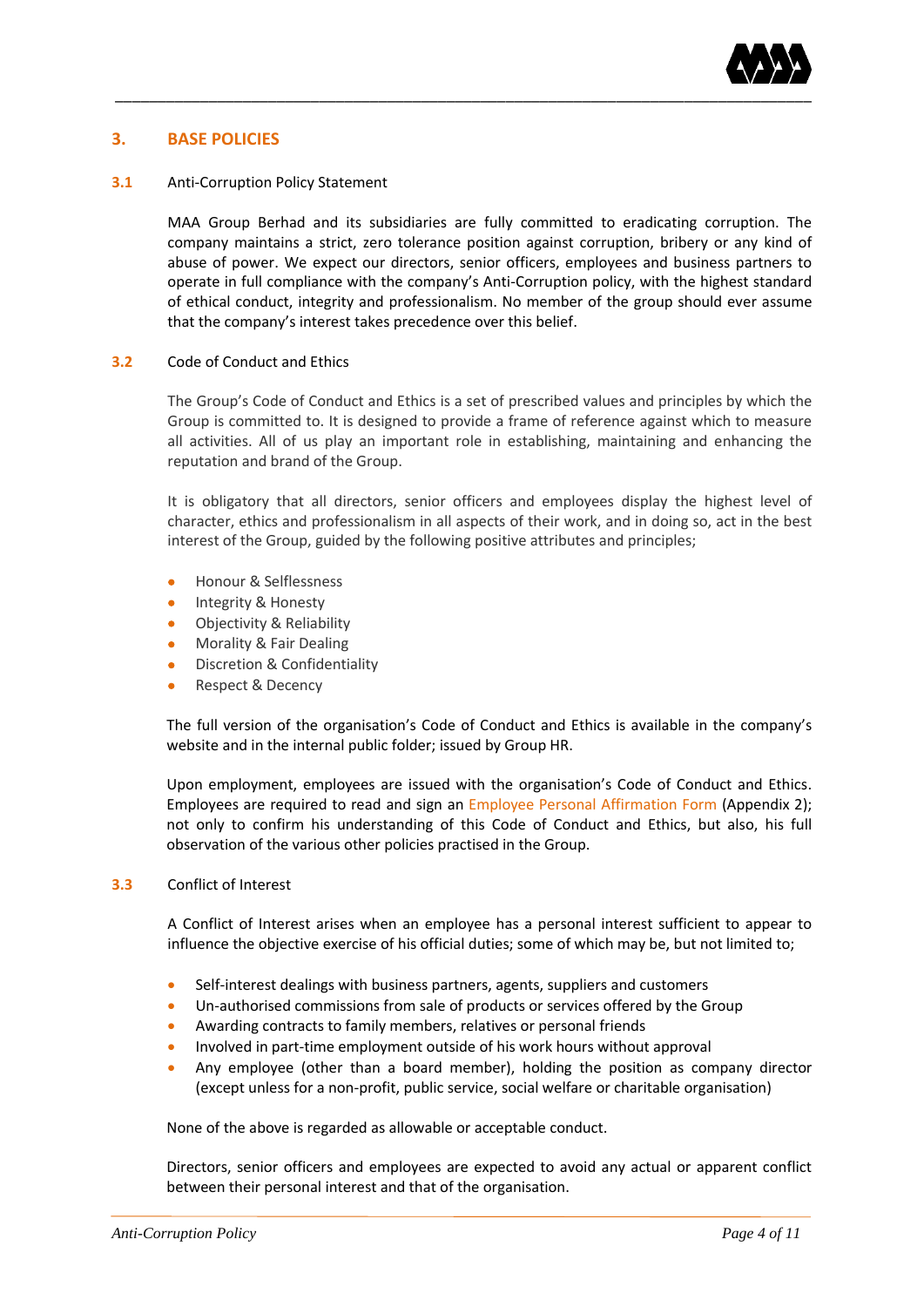## 3. BASE POLICIES

### 3.1 Anti-Corruption Policy Statement

MAA Group Berhad and its subsidiaries are fully committed to eradicating corruption. The company maintains a strict, zero tolerance position against corruption, bribery or any kind of abuse of power. We expect our directors, senior officers, employees and business partners to operate in full compliance with the company's Anti-Corruption policy, with the highest standard of ethical conduct, integrity and professionalism. No member of the group should ever assume that the company's interest takes precedence over this belief.

### 3.2 Code of Conduct and Ethics

The Group's Code of Conduct and Ethics is a set of prescribed values and principles by which the Group is committed to. It is designed to provide a frame of reference against which to measure all activities. All of us play an important role in establishing, maintaining and enhancing the reputation and brand of the Group.

It is obligatory that all directors, senior officers and employees display the highest level of character, ethics and professionalism in all aspects of their work, and in doing so, act in the best interest of the Group, guided by the following positive attributes and principles;

- Honour & Selflessness
- Integrity & Honesty
- Objectivity & Reliability
- Morality & Fair Dealing
- Discretion & Confidentiality
- Respect & Decency

The full version of the organisation's Code of Conduct and Ethics is available in the company's website and in the internal public folder; issued by Group HR.

Upon employment, employees are issued with the organisation's Code of Conduct and Ethics. Employees are required to read and sign an Employee Personal Affirmation Form (Appendix 2); not only to confirm his understanding of this Code of Conduct and Ethics, but also, his full observation of the various other policies practised in the Group.

### 3.3 Conflict of Interest

A Conflict of Interest arises when an employee has a personal interest sufficient to appear to influence the objective exercise of his official duties; some of which may be, but not limited to;

- Self-interest dealings with business partners, agents, suppliers and customers
- Un-authorised commissions from sale of products or services offered by the Group
- Awarding contracts to family members, relatives or personal friends
- Involved in part-time employment outside of his work hours without approval
- Any employee (other than a board member), holding the position as company director (except unless for a non-profit, public service, social welfare or charitable organisation)

None of the above is regarded as allowable or acceptable conduct.

Directors, senior officers and employees are expected to avoid any actual or apparent conflict between their personal interest and that of the organisation.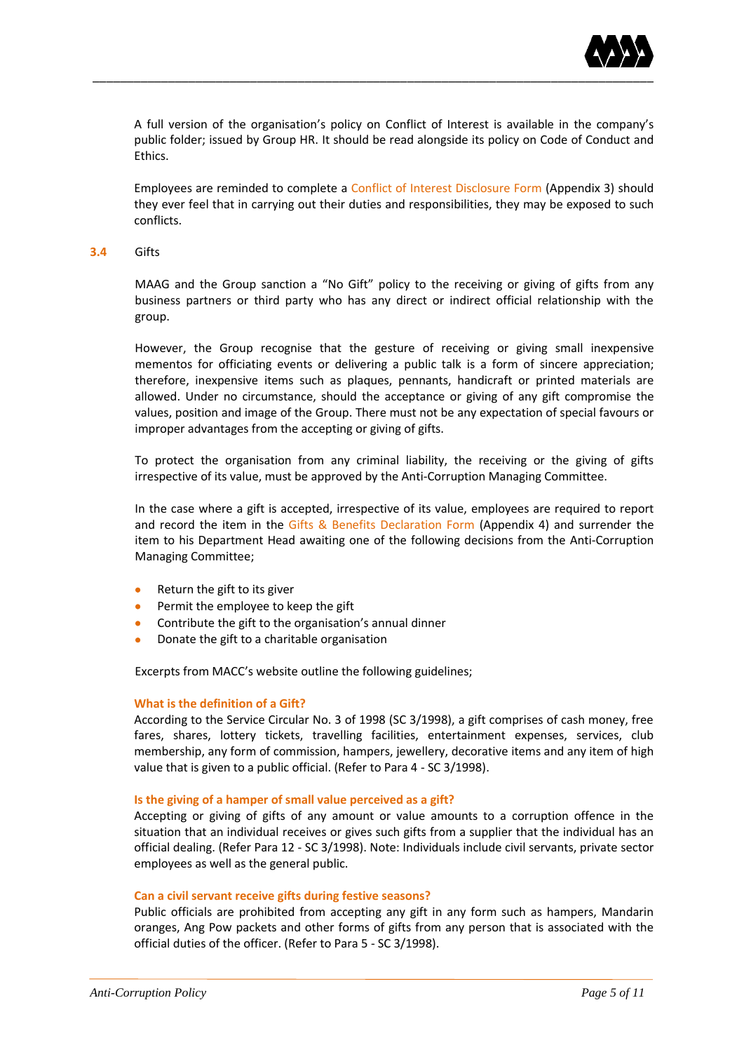A full version of the organisation's policy on Conflict of Interest is available in the company's public folder; issued by Group HR. It should be read alongside its policy on Code of Conduct and Ethics.

Employees are reminded to complete a Conflict of Interest Disclosure Form (Appendix 3) should they ever feel that in carrying out their duties and responsibilities, they may be exposed to such conflicts.

### 3.4 Gifts

MAAG and the Group sanction a "No Gift" policy to the receiving or giving of gifts from any business partners or third party who has any direct or indirect official relationship with the group.

However, the Group recognise that the gesture of receiving or giving small inexpensive mementos for officiating events or delivering a public talk is a form of sincere appreciation; therefore, inexpensive items such as plaques, pennants, handicraft or printed materials are allowed. Under no circumstance, should the acceptance or giving of any gift compromise the values, position and image of the Group. There must not be any expectation of special favours or improper advantages from the accepting or giving of gifts.

To protect the organisation from any criminal liability, the receiving or the giving of gifts irrespective of its value, must be approved by the Anti-Corruption Managing Committee.

In the case where a gift is accepted, irrespective of its value, employees are required to report and record the item in the Gifts & Benefits Declaration Form (Appendix 4) and surrender the item to his Department Head awaiting one of the following decisions from the Anti-Corruption Managing Committee;

- Return the gift to its giver
- Permit the employee to keep the gift
- Contribute the gift to the organisation's annual dinner
- Donate the gift to a charitable organisation

Excerpts from MACC's website outline the following guidelines;

**What is the definition of a Gift?**
According to the Service Circular No. 3 of 1998 (SC 3/1998), a gift comprises of cash money, free fares, shares, lottery tickets, travelling facilities, entertainment expenses, services, club membership, any form of commission, hampers, jewellery, decorative items and any item of high value that is given to a public official. (Refer to Para 4 - SC 3/1998).

**Is the giving of a hamper of small value perceived as a gift?**
Accepting or giving of gifts of any amount or value amounts to a corruption offence in the situation that an individual receives or gives such gifts from a supplier that the individual has an official dealing. (Refer Para 12 - SC 3/1998). Note: Individuals include civil servants, private sector employees as well as the general public.

**Can a civil servant receive gifts during festive seasons?**
Public officials are prohibited from accepting any gift in any form such as hampers, Mandarin oranges, Ang Pow packets and other forms of gifts from any person that is associated with the official duties of the officer. (Refer to Para 5 - SC 3/1998).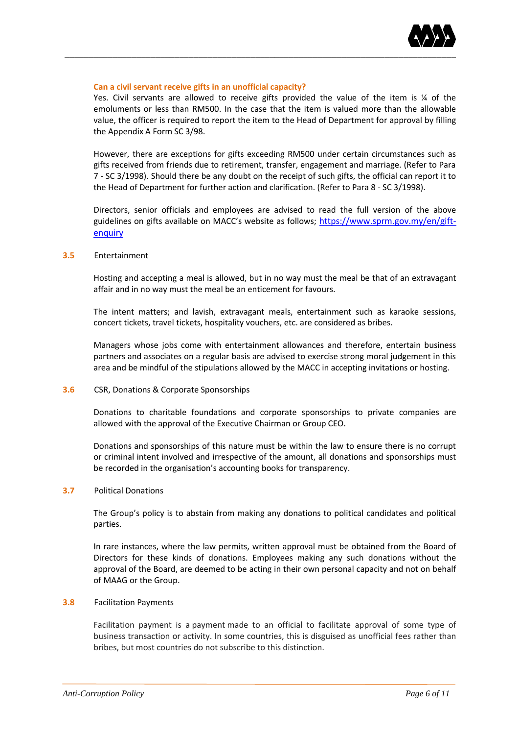**Can a civil servant receive gifts in an unofficial capacity?**

Yes. Civil servants are allowed to receive gifts provided the value of the item is ¼ of the emoluments or less than RM500. In the case that the item is valued more than the allowable value, the officer is required to report the item to the Head of Department for approval by filling the Appendix A Form SC 3/98.

However, there are exceptions for gifts exceeding RM500 under certain circumstances such as gifts received from friends due to retirement, transfer, engagement and marriage. (Refer to Para 7 - SC 3/1998). Should there be any doubt on the receipt of such gifts, the official can report it to the Head of Department for further action and clarification. (Refer to Para 8 - SC 3/1998).

Directors, senior officials and employees are advised to read the full version of the above guidelines on gifts available on MACC's website as follows; [https://www.sprm.gov.my/en/gift-enquiry](https://www.sprm.gov.my/en/gift-enquiry)

### 3.5 Entertainment

Hosting and accepting a meal is allowed, but in no way must the meal be that of an extravagant affair and in no way must the meal be an enticement for favours.

The intent matters; and lavish, extravagant meals, entertainment such as karaoke sessions, concert tickets, travel tickets, hospitality vouchers, etc. are considered as bribes.

Managers whose jobs come with entertainment allowances and therefore, entertain business partners and associates on a regular basis are advised to exercise strong moral judgement in this area and be mindful of the stipulations allowed by the MACC in accepting invitations or hosting.

### 3.6 CSR, Donations & Corporate Sponsorships

Donations to charitable foundations and corporate sponsorships to private companies are allowed with the approval of the Executive Chairman or Group CEO.

Donations and sponsorships of this nature must be within the law to ensure there is no corrupt or criminal intent involved and irrespective of the amount, all donations and sponsorships must be recorded in the organisation's accounting books for transparency.

### 3.7 Political Donations

The Group's policy is to abstain from making any donations to political candidates and political parties.

In rare instances, where the law permits, written approval must be obtained from the Board of Directors for these kinds of donations. Employees making any such donations without the approval of the Board, are deemed to be acting in their own personal capacity and not on behalf of MAAG or the Group.

### 3.8 Facilitation Payments

Facilitation payment is a payment made to an official to facilitate approval of some type of business transaction or activity. In some countries, this is disguised as unofficial fees rather than bribes, but most countries do not subscribe to this distinction.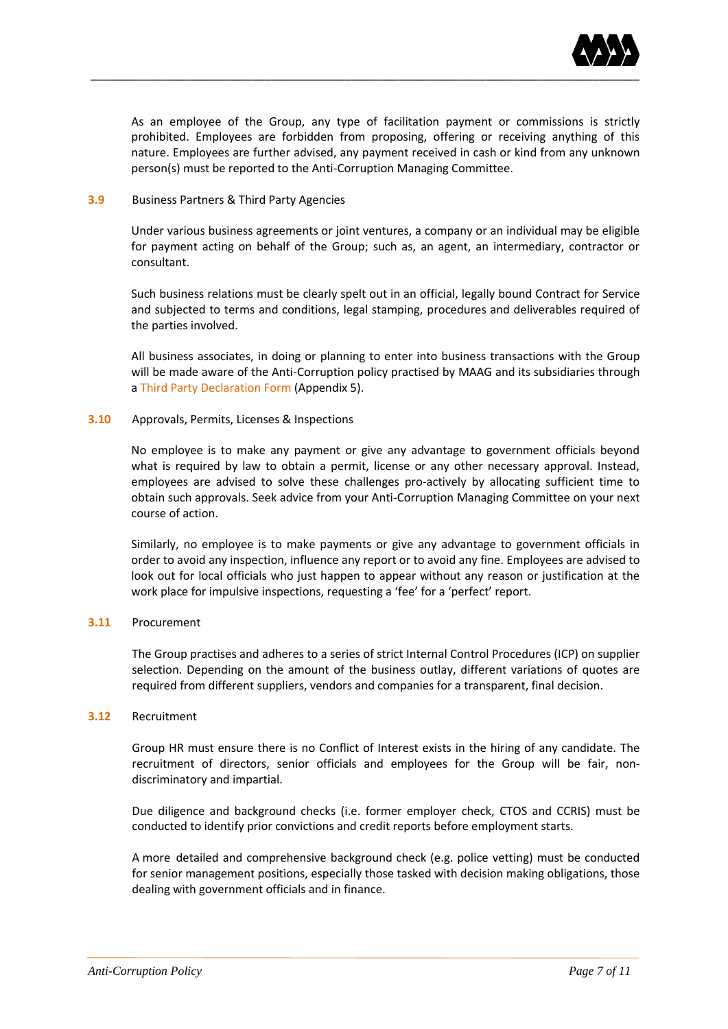As an employee of the Group, any type of facilitation payment or commissions is strictly prohibited. Employees are forbidden from proposing, offering or receiving anything of this nature. Employees are further advised, any payment received in cash or kind from any unknown person(s) must be reported to the Anti-Corruption Managing Committee.

### 3.9 Business Partners & Third Party Agencies

Under various business agreements or joint ventures, a company or an individual may be eligible for payment acting on behalf of the Group; such as, an agent, an intermediary, contractor or consultant.

Such business relations must be clearly spelt out in an official, legally bound Contract for Service and subjected to terms and conditions, legal stamping, procedures and deliverables required of the parties involved.

All business associates, in doing or planning to enter into business transactions with the Group will be made aware of the Anti-Corruption policy practised by MAAG and its subsidiaries through a Third Party Declaration Form (Appendix 5).

### 3.10 Approvals, Permits, Licenses & Inspections

No employee is to make any payment or give any advantage to government officials beyond what is required by law to obtain a permit, license or any other necessary approval. Instead, employees are advised to solve these challenges pro-actively by allocating sufficient time to obtain such approvals. Seek advice from your Anti-Corruption Managing Committee on your next course of action.

Similarly, no employee is to make payments or give any advantage to government officials in order to avoid any inspection, influence any report or to avoid any fine. Employees are advised to look out for local officials who just happen to appear without any reason or justification at the work place for impulsive inspections, requesting a 'fee' for a 'perfect' report.

### 3.11 Procurement

The Group practises and adheres to a series of strict Internal Control Procedures (ICP) on supplier selection. Depending on the amount of the business outlay, different variations of quotes are required from different suppliers, vendors and companies for a transparent, final decision.

### 3.12 Recruitment

Group HR must ensure there is no Conflict of Interest exists in the hiring of any candidate. The recruitment of directors, senior officials and employees for the Group will be fair, non-discriminatory and impartial.

Due diligence and background checks (i.e. former employer check, CTOS and CCRIS) must be conducted to identify prior convictions and credit reports before employment starts.

A more detailed and comprehensive background check (e.g. police vetting) must be conducted for senior management positions, especially those tasked with decision making obligations, those dealing with government officials and in finance.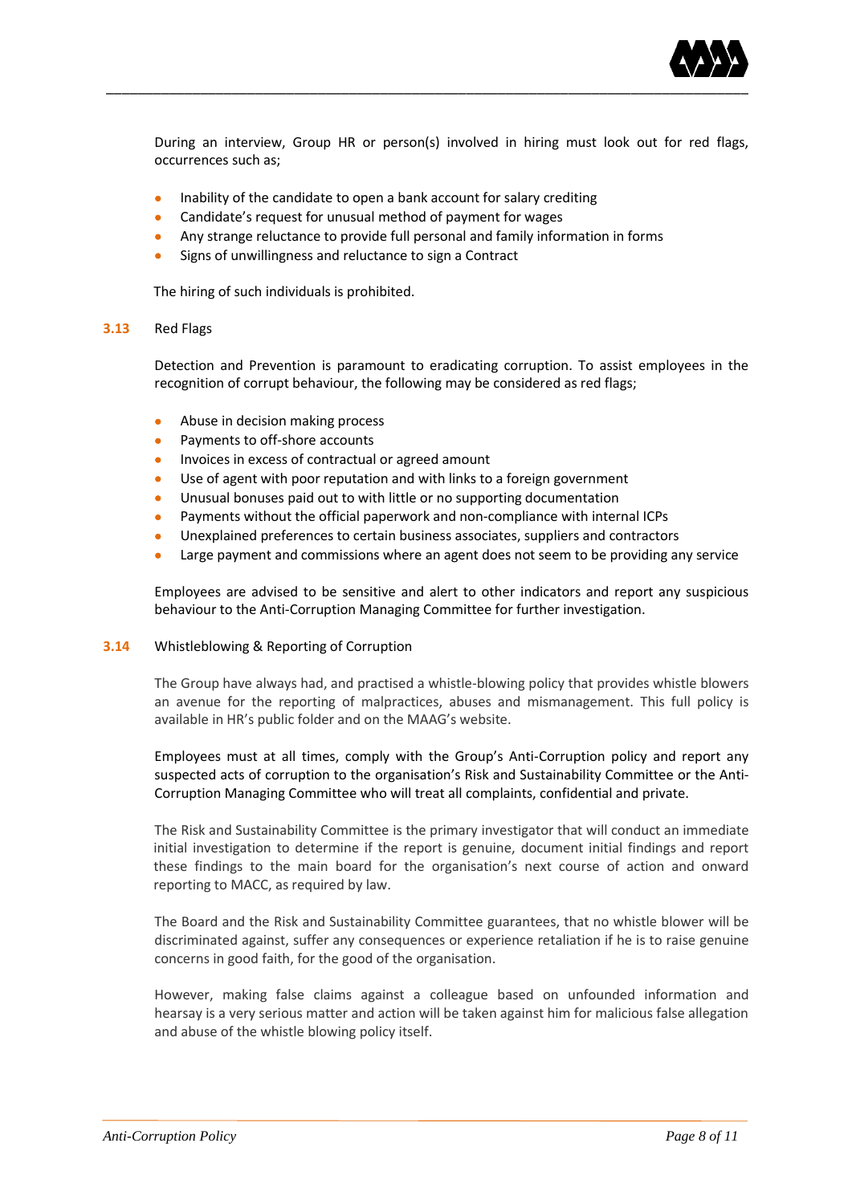During an interview, Group HR or person(s) involved in hiring must look out for red flags, occurrences such as;

- Inability of the candidate to open a bank account for salary crediting
- Candidate's request for unusual method of payment for wages
- Any strange reluctance to provide full personal and family information in forms
- Signs of unwillingness and reluctance to sign a Contract

The hiring of such individuals is prohibited.

### 3.13 Red Flags

Detection and Prevention is paramount to eradicating corruption. To assist employees in the recognition of corrupt behaviour, the following may be considered as red flags;

- Abuse in decision making process
- Payments to off-shore accounts
- Invoices in excess of contractual or agreed amount
- Use of agent with poor reputation and with links to a foreign government
- Unusual bonuses paid out to with little or no supporting documentation
- Payments without the official paperwork and non-compliance with internal ICPs
- Unexplained preferences to certain business associates, suppliers and contractors
- Large payment and commissions where an agent does not seem to be providing any service

Employees are advised to be sensitive and alert to other indicators and report any suspicious behaviour to the Anti-Corruption Managing Committee for further investigation.

### 3.14 Whistleblowing & Reporting of Corruption

The Group have always had, and practised a whistle-blowing policy that provides whistle blowers an avenue for the reporting of malpractices, abuses and mismanagement. This full policy is available in HR's public folder and on the MAAG's website.

Employees must at all times, comply with the Group's Anti-Corruption policy and report any suspected acts of corruption to the organisation's Risk and Sustainability Committee or the Anti-Corruption Managing Committee who will treat all complaints, confidential and private.

The Risk and Sustainability Committee is the primary investigator that will conduct an immediate initial investigation to determine if the report is genuine, document initial findings and report these findings to the main board for the organisation's next course of action and onward reporting to MACC, as required by law.

The Board and the Risk and Sustainability Committee guarantees, that no whistle blower will be discriminated against, suffer any consequences or experience retaliation if he is to raise genuine concerns in good faith, for the good of the organisation.

However, making false claims against a colleague based on unfounded information and hearsay is a very serious matter and action will be taken against him for malicious false allegation and abuse of the whistle blowing policy itself.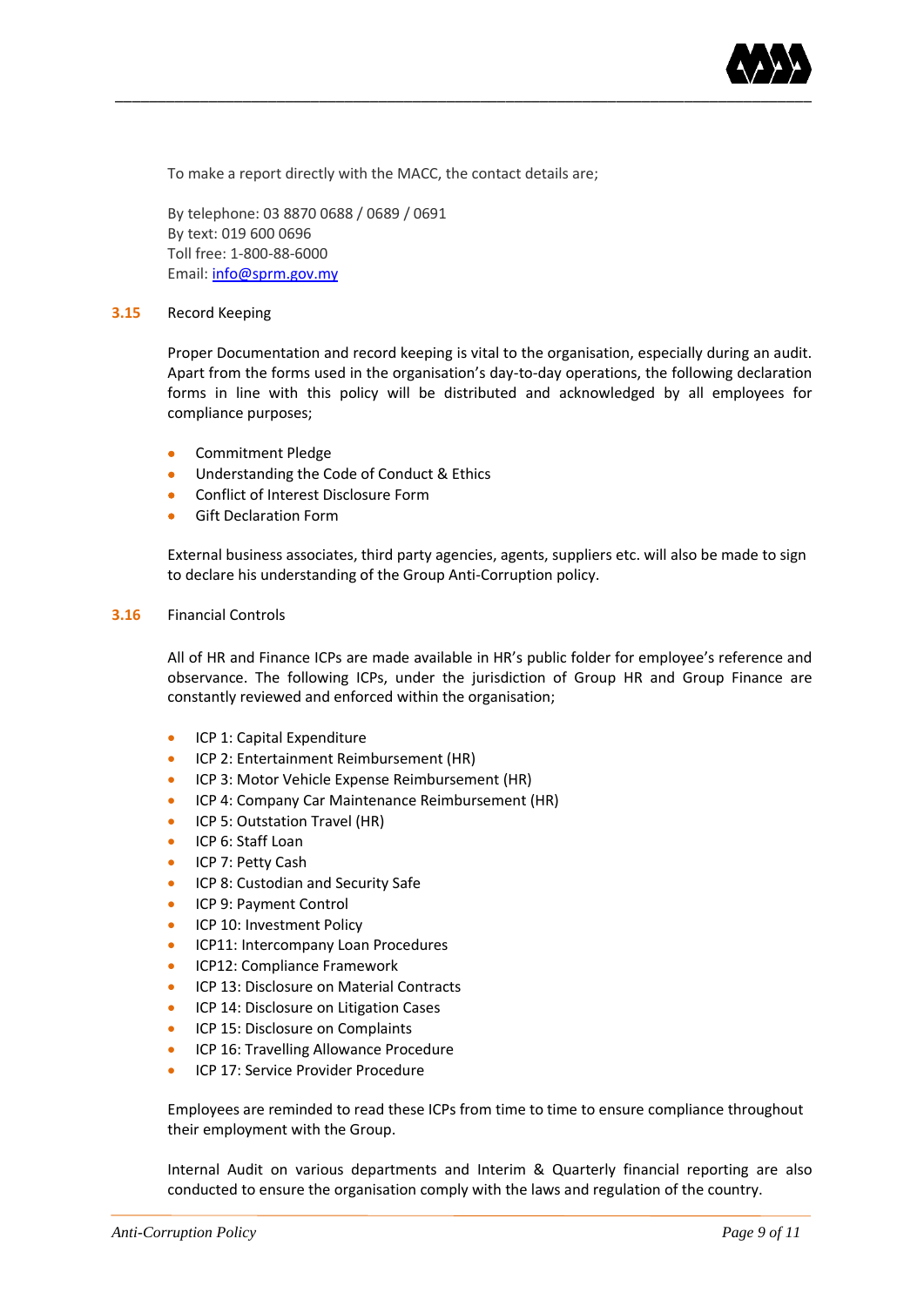To make a report directly with the MACC, the contact details are;

By telephone: 03 8870 0688 / 0689 / 0691
By text: 019 600 0696
Toll free: 1-800-88-6000
Email: [info@sprm.gov.my](mailto:info@sprm.gov.my)

### 3.15 Record Keeping

Proper Documentation and record keeping is vital to the organisation, especially during an audit. Apart from the forms used in the organisation's day-to-day operations, the following declaration forms in line with this policy will be distributed and acknowledged by all employees for compliance purposes;

- Commitment Pledge
- Understanding the Code of Conduct & Ethics
- Conflict of Interest Disclosure Form
- Gift Declaration Form

External business associates, third party agencies, agents, suppliers etc. will also be made to sign to declare his understanding of the Group Anti-Corruption policy.

### 3.16 Financial Controls

All of HR and Finance ICPs are made available in HR's public folder for employee's reference and observance. The following ICPs, under the jurisdiction of Group HR and Group Finance are constantly reviewed and enforced within the organisation;

- ICP 1: Capital Expenditure
- ICP 2: Entertainment Reimbursement (HR)
- ICP 3: Motor Vehicle Expense Reimbursement (HR)
- ICP 4: Company Car Maintenance Reimbursement (HR)
- ICP 5: Outstation Travel (HR)
- ICP 6: Staff Loan
- ICP 7: Petty Cash
- ICP 8: Custodian and Security Safe
- ICP 9: Payment Control
- ICP 10: Investment Policy
- ICP11: Intercompany Loan Procedures
- ICP12: Compliance Framework
- ICP 13: Disclosure on Material Contracts
- ICP 14: Disclosure on Litigation Cases
- ICP 15: Disclosure on Complaints
- ICP 16: Travelling Allowance Procedure
- ICP 17: Service Provider Procedure

Employees are reminded to read these ICPs from time to time to ensure compliance throughout their employment with the Group.

Internal Audit on various departments and Interim & Quarterly financial reporting are also conducted to ensure the organisation comply with the laws and regulation of the country.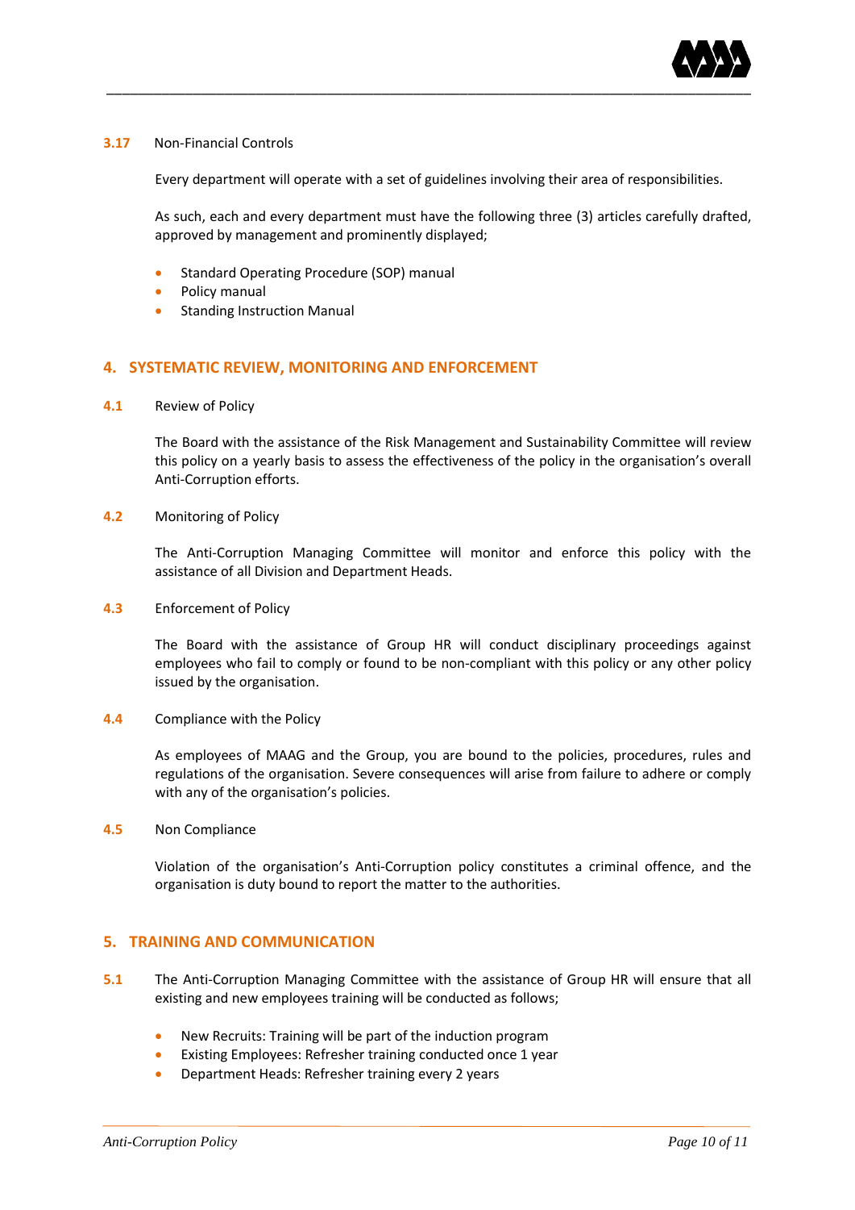**3.17** Non-Financial Controls

Every department will operate with a set of guidelines involving their area of responsibilities.

As such, each and every department must have the following three (3) articles carefully drafted, approved by management and prominently displayed;

- Standard Operating Procedure (SOP) manual
- Policy manual
- Standing Instruction Manual

## 4. SYSTEMATIC REVIEW, MONITORING AND ENFORCEMENT

**4.1** Review of Policy

The Board with the assistance of the Risk Management and Sustainability Committee will review this policy on a yearly basis to assess the effectiveness of the policy in the organisation's overall Anti-Corruption efforts.

**4.2** Monitoring of Policy

The Anti-Corruption Managing Committee will monitor and enforce this policy with the assistance of all Division and Department Heads.

**4.3** Enforcement of Policy

The Board with the assistance of Group HR will conduct disciplinary proceedings against employees who fail to comply or found to be non-compliant with this policy or any other policy issued by the organisation.

**4.4** Compliance with the Policy

As employees of MAAG and the Group, you are bound to the policies, procedures, rules and regulations of the organisation. Severe consequences will arise from failure to adhere or comply with any of the organisation's policies.

**4.5** Non Compliance

Violation of the organisation's Anti-Corruption policy constitutes a criminal offence, and the organisation is duty bound to report the matter to the authorities.

## 5. TRAINING AND COMMUNICATION

**5.1** The Anti-Corruption Managing Committee with the assistance of Group HR will ensure that all existing and new employees training will be conducted as follows;

- New Recruits: Training will be part of the induction program
- Existing Employees: Refresher training conducted once 1 year
- Department Heads: Refresher training every 2 years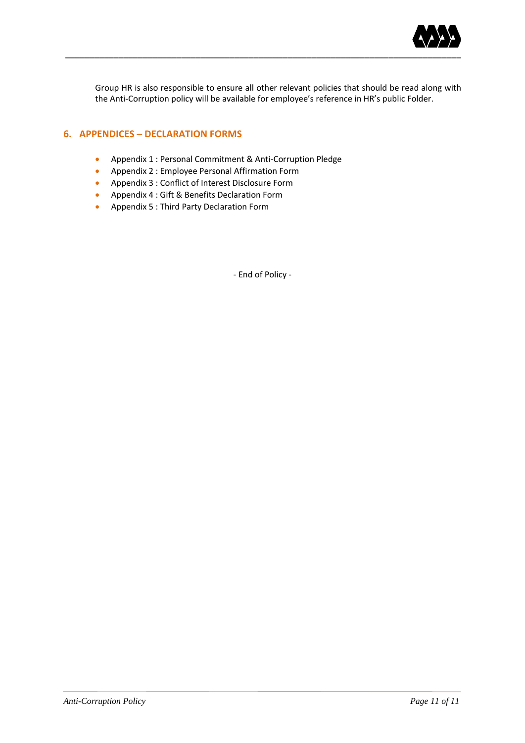Group HR is also responsible to ensure all other relevant policies that should be read along with the Anti-Corruption policy will be available for employee's reference in HR's public Folder.

## 6. APPENDICES – DECLARATION FORMS

- Appendix 1 : Personal Commitment & Anti-Corruption Pledge
- Appendix 2 : Employee Personal Affirmation Form
- Appendix 3 : Conflict of Interest Disclosure Form
- Appendix 4 : Gift & Benefits Declaration Form
- Appendix 5 : Third Party Declaration Form

- End of Policy -